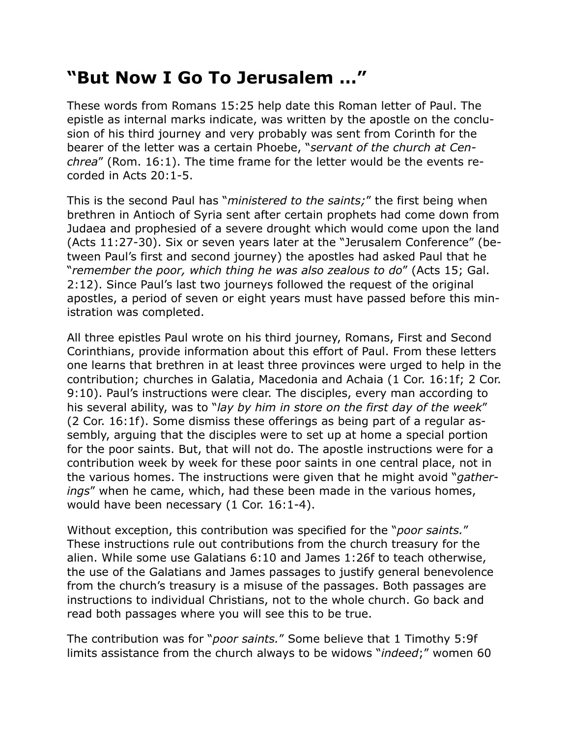# "But Now I Go To Jerusalem …"

These words from Romans 15:25 help date this Roman letter of Paul. The epistle as internal marks indicate, was written by the apostle on the conclusion of his third journey and very probably was sent from Corinth for the bearer of the letter was a certain Phoebe, "*servant of the church at Cenchrea*" (Rom. 16:1). The time frame for the letter would be the events recorded in Acts 20:1-5.

This is the second Paul has "*ministered to the saints;*" the first being when brethren in Antioch of Syria sent after certain prophets had come down from Judaea and prophesied of a severe drought which would come upon the land (Acts 11:27-30). Six or seven years later at the "Jerusalem Conference" (between Paul's first and second journey) the apostles had asked Paul that he "*remember the poor, which thing he was also zealous to do*" (Acts 15; Gal. 2:12). Since Paul's last two journeys followed the request of the original apostles, a period of seven or eight years must have passed before this ministration was completed.

All three epistles Paul wrote on his third journey, Romans, First and Second Corinthians, provide information about this effort of Paul. From these letters one learns that brethren in at least three provinces were urged to help in the contribution; churches in Galatia, Macedonia and Achaia (1 Cor. 16:1f; 2 Cor. 9:10). Paul's instructions were clear. The disciples, every man according to his several ability, was to "*lay by him in store on the first day of the week*" (2 Cor. 16:1f). Some dismiss these offerings as being part of a regular assembly, arguing that the disciples were to set up at home a special portion for the poor saints. But, that will not do. The apostle instructions were for a contribution week by week for these poor saints in one central place, not in the various homes. The instructions were given that he might avoid "*gatherings*" when he came, which, had these been made in the various homes, would have been necessary (1 Cor. 16:1-4).

Without exception, this contribution was specified for the "*poor saints.*" These instructions rule out contributions from the church treasury for the alien. While some use Galatians 6:10 and James 1:26f to teach otherwise, the use of the Galatians and James passages to justify general benevolence from the church's treasury is a misuse of the passages. Both passages are instructions to individual Christians, not to the whole church. Go back and read both passages where you will see this to be true.

The contribution was for "*poor saints.*" Some believe that 1 Timothy 5:9f limits assistance from the church always to be widows "*indeed*;" women 60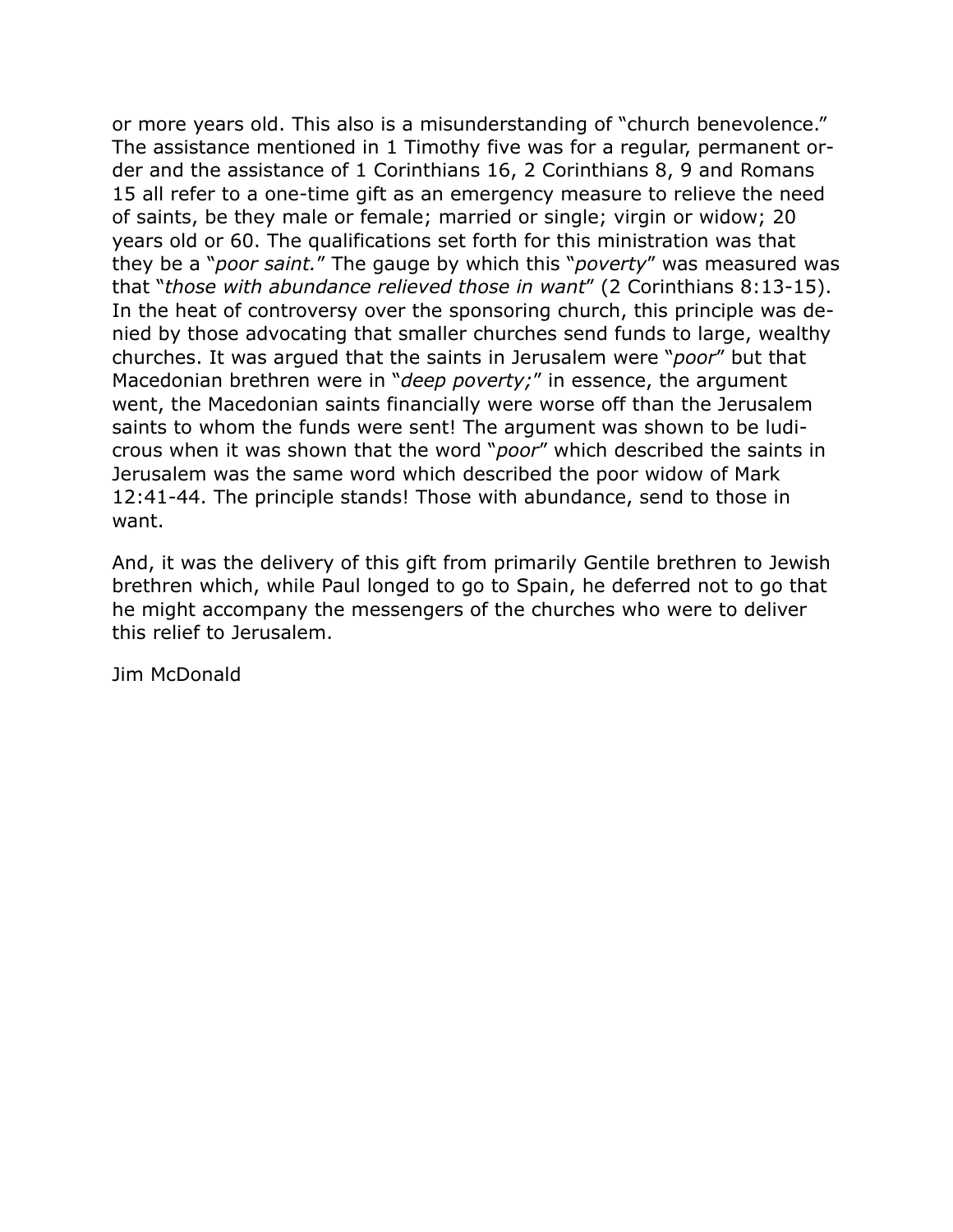or more years old. This also is a misunderstanding of "church benevolence." The assistance mentioned in 1 Timothy five was for a regular, permanent order and the assistance of 1 Corinthians 16, 2 Corinthians 8, 9 and Romans 15 all refer to a one-time gift as an emergency measure to relieve the need of saints, be they male or female; married or single; virgin or widow; 20 years old or 60. The qualifications set forth for this ministration was that they be a "*poor saint.*" The gauge by which this "*poverty*" was measured was that "*those with abundance relieved those in want*" (2 Corinthians 8:13-15). In the heat of controversy over the sponsoring church, this principle was denied by those advocating that smaller churches send funds to large, wealthy churches. It was argued that the saints in Jerusalem were "*poor*" but that Macedonian brethren were in "*deep poverty;*" in essence, the argument went, the Macedonian saints financially were worse off than the Jerusalem saints to whom the funds were sent! The argument was shown to be ludicrous when it was shown that the word "*poor*" which described the saints in Jerusalem was the same word which described the poor widow of Mark 12:41-44. The principle stands! Those with abundance, send to those in want.

And, it was the delivery of this gift from primarily Gentile brethren to Jewish brethren which, while Paul longed to go to Spain, he deferred not to go that he might accompany the messengers of the churches who were to deliver this relief to Jerusalem.

Jim McDonald